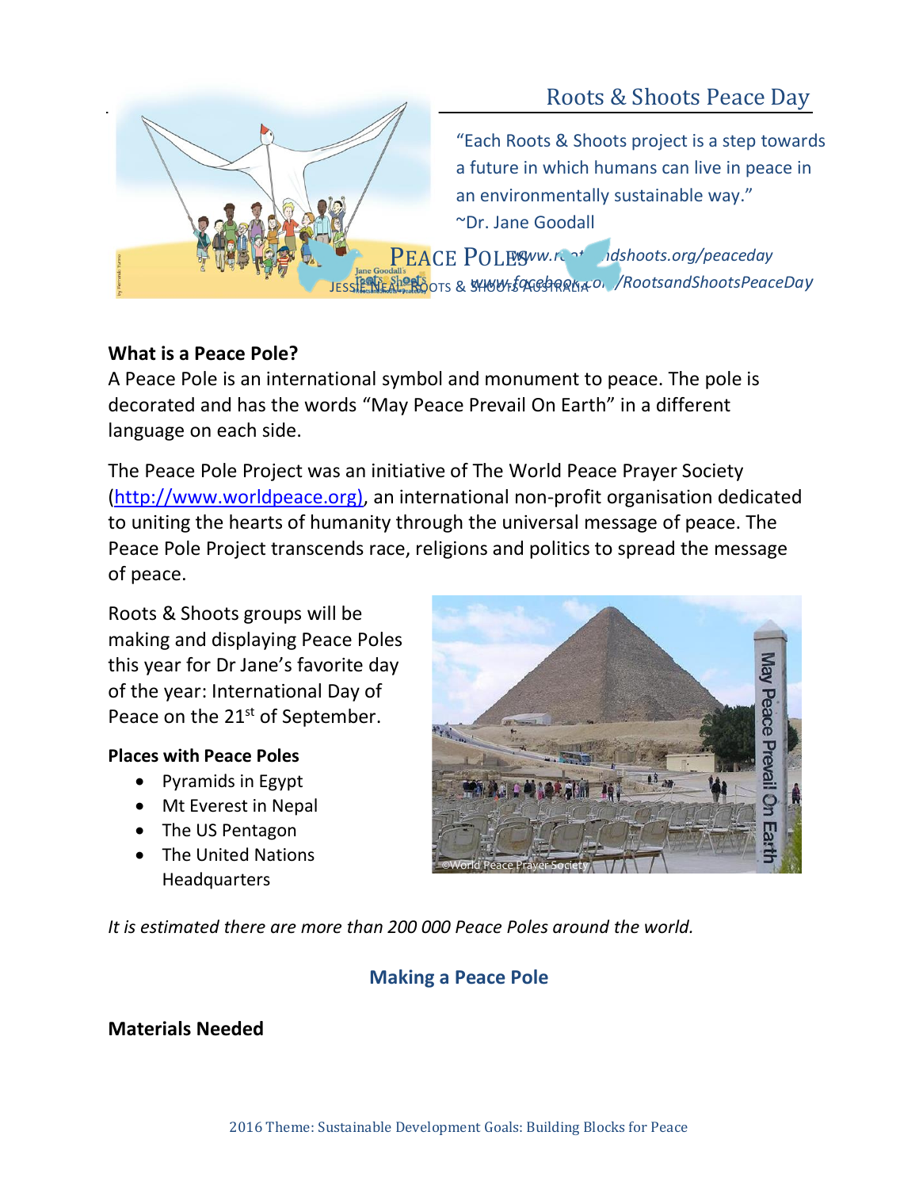# Roots & Shoots Peace Day

"Each Roots & Shoots project is a step towards a future in which humans can live in peace in an environmentally sustainable way."
~Dr. Jane Goodall

PEACE POLES www.rootsandshoots.org/peaceday
JESSE NEAL – ROOTS & SHOOTS AUSTRALIA www.facebook.com/RootsandShootsPeaceDay

**What is a Peace Pole?**

A Peace Pole is an international symbol and monument to peace. The pole is decorated and has the words "May Peace Prevail On Earth" in a different language on each side.

The Peace Pole Project was an initiative of The World Peace Prayer Society (http://www.worldpeace.org), an international non-profit organisation dedicated to uniting the hearts of humanity through the universal message of peace. The Peace Pole Project transcends race, religions and politics to spread the message of peace.

Roots & Shoots groups will be making and displaying Peace Poles this year for Dr Jane's favorite day of the year: International Day of Peace on the 21st of September.

**Places with Peace Poles**

- Pyramids in Egypt
- Mt Everest in Nepal
- The US Pentagon
- The United Nations Headquarters

©World Peace Prayer Society

*It is estimated there are more than 200 000 Peace Poles around the world.*

## Making a Peace Pole

**Materials Needed**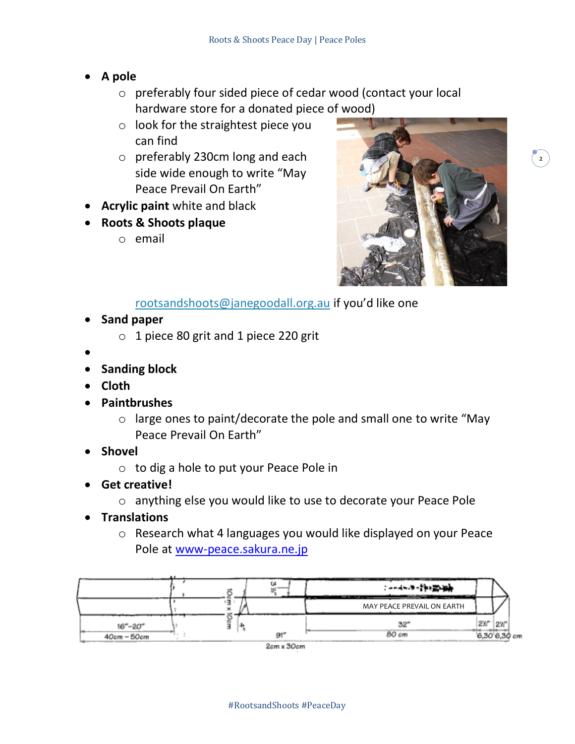- **A pole**
  - preferably four sided piece of cedar wood (contact your local hardware store for a donated piece of wood)
  - look for the straightest piece you can find
  - preferably 230cm long and each side wide enough to write “May Peace Prevail On Earth”
- **Acrylic paint** white and black
- **Roots & Shoots plaque**
  - email rootsandshoots@janegoodall.org.au if you’d like one
- **Sand paper**
  - 1 piece 80 grit and 1 piece 220 grit
- 
- **Sanding block**
- **Cloth**
- **Paintbrushes**
  - large ones to paint/decorate the pole and small one to write “May Peace Prevail On Earth”
- **Shovel**
  - to dig a hole to put your Peace Pole in
- **Get creative!**
  - anything else you would like to use to decorate your Peace Pole
- **Translations**
  - Research what 4 languages you would like displayed on your Peace Pole at www-peace.sakura.ne.jp

MAY PEACE PREVAIL ON EARTH

16"–20" | 40cm – 50cm | 10cm x 10cm | 3½" | 91" | 2cm x 30cm | 32" | 80 cm | 2½" | 2½" | 6,30 6,30 cm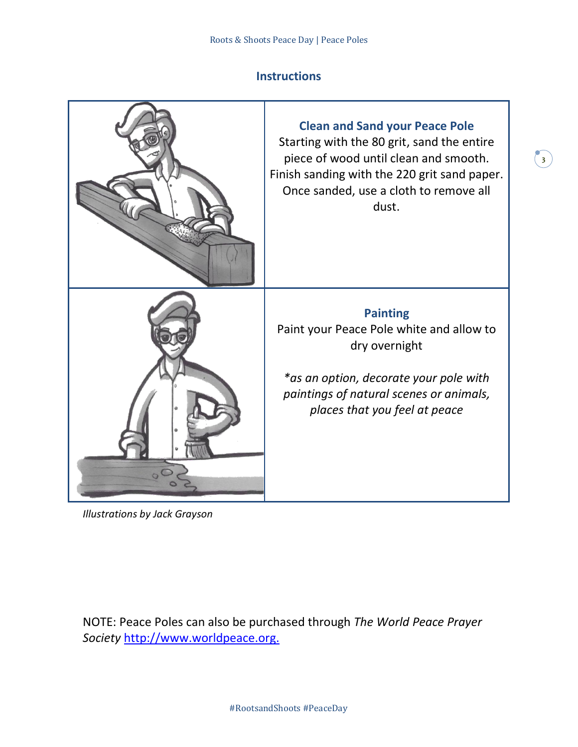## Instructions

### Clean and Sand your Peace Pole

Starting with the 80 grit, sand the entire piece of wood until clean and smooth. Finish sanding with the 220 grit sand paper. Once sanded, use a cloth to remove all dust.

### Painting

Paint your Peace Pole white and allow to dry overnight

*\*as an option, decorate your pole with paintings of natural scenes or animals, places that you feel at peace*

*Illustrations by Jack Grayson*

NOTE: Peace Poles can also be purchased through *The World Peace Prayer Society* [http://www.worldpeace.org.](http://www.worldpeace.org)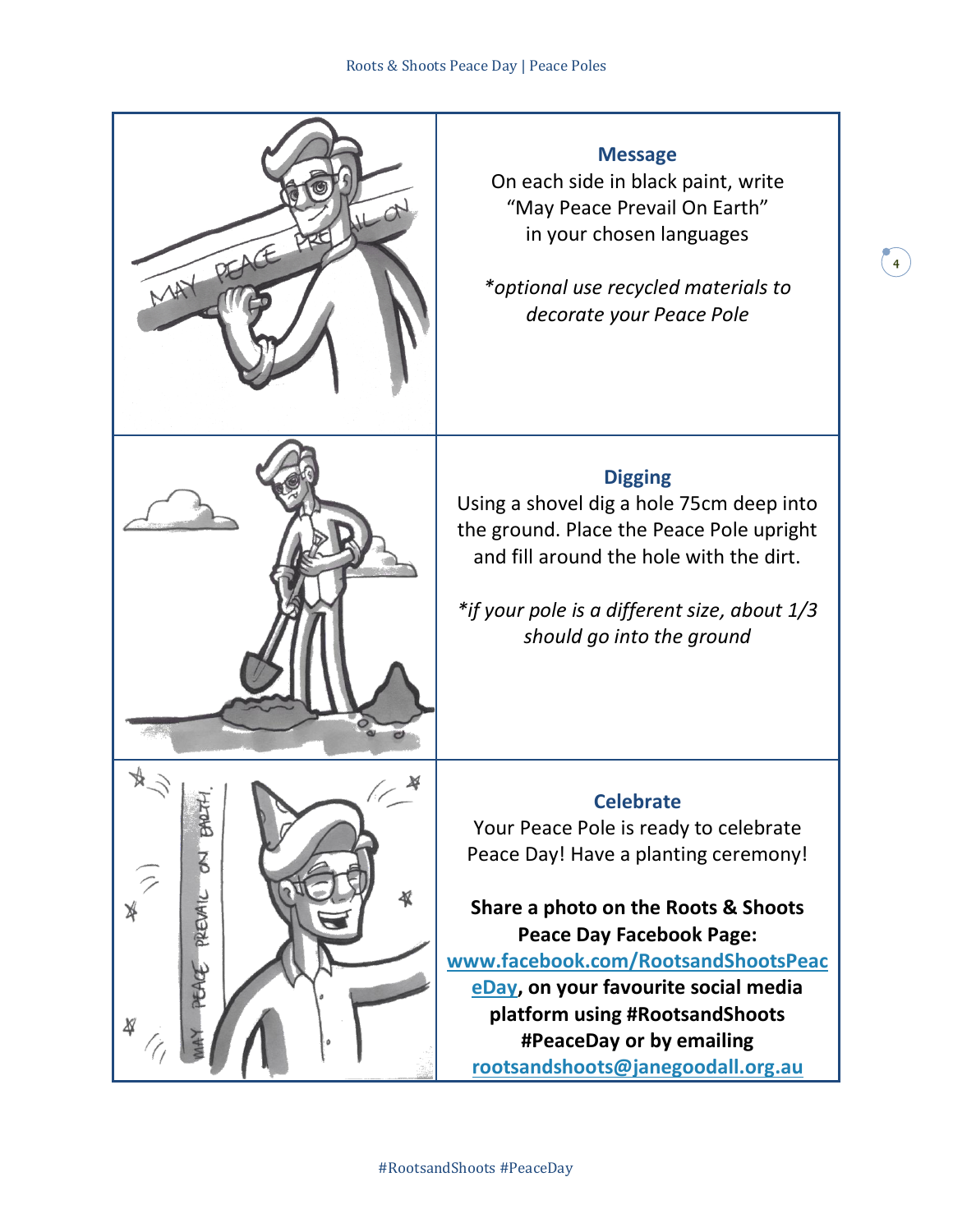### Message

On each side in black paint, write "May Peace Prevail On Earth" in your chosen languages

*\*optional use recycled materials to decorate your Peace Pole*

### Digging

Using a shovel dig a hole 75cm deep into the ground. Place the Peace Pole upright and fill around the hole with the dirt.

*\*if your pole is a different size, about 1/3 should go into the ground*

### Celebrate

Your Peace Pole is ready to celebrate Peace Day! Have a planting ceremony!

**Share a photo on the Roots & Shoots Peace Day Facebook Page: [www.facebook.com/RootsandShootsPeaceDay](http://www.facebook.com/RootsandShootsPeaceDay), on your favourite social media platform using #RootsandShoots #PeaceDay or by emailing [rootsandshoots@janegoodall.org.au](mailto:rootsandshoots@janegoodall.org.au)**